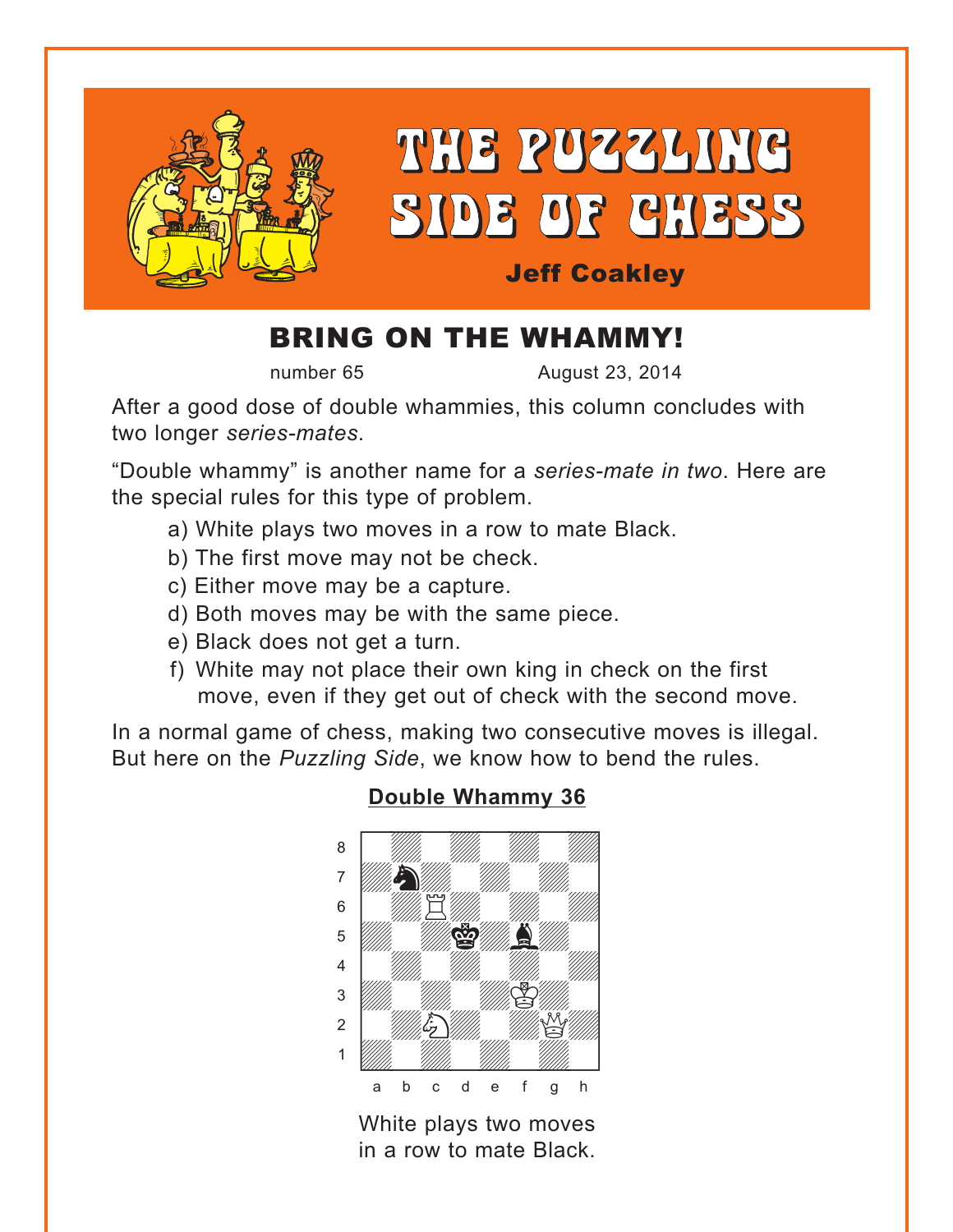# THE PUZZLING SIDE OF CHESS

**Jeff Coakley**

## BRING ON THE WHAMMY!

number 65 August 23, 2014

After a good dose of double whammies, this column concludes with two longer *series-mates*.

"Double whammy" is another name for a *series-mate in two*. Here are the special rules for this type of problem.

a) White plays two moves in a row to mate Black.
b) The first move may not be check.
c) Either move may be a capture.
d) Both moves may be with the same piece.
e) Black does not get a turn.
f) White may not place their own king in check on the first move, even if they get out of check with the second move.

In a normal game of chess, making two consecutive moves is illegal. But here on the *Puzzling Side*, we know how to bend the rules.

### Double Whammy 36

White plays two moves in a row to mate Black.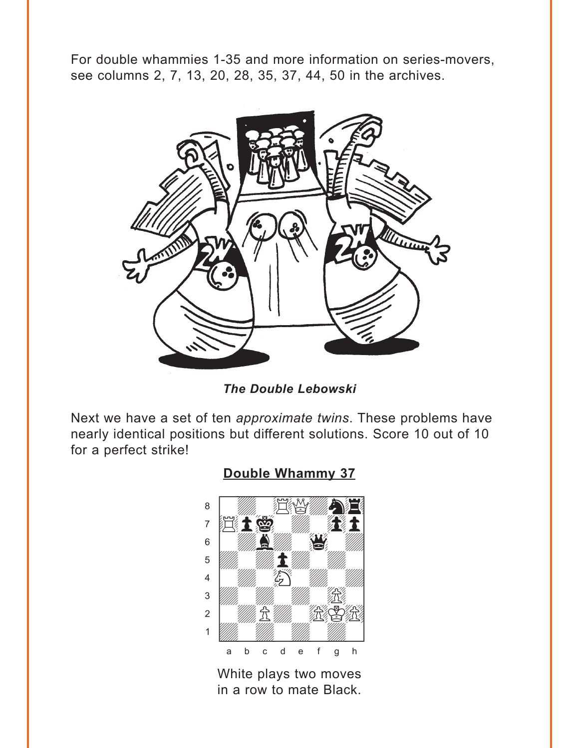For double whammies 1-35 and more information on series-movers, see columns 2, 7, 13, 20, 28, 35, 37, 44, 50 in the archives.

***The Double Lebowski***

Next we have a set of ten *approximate twins*. These problems have nearly identical positions but different solutions. Score 10 out of 10 for a perfect strike!

## Double Whammy 37

White plays two moves in a row to mate Black.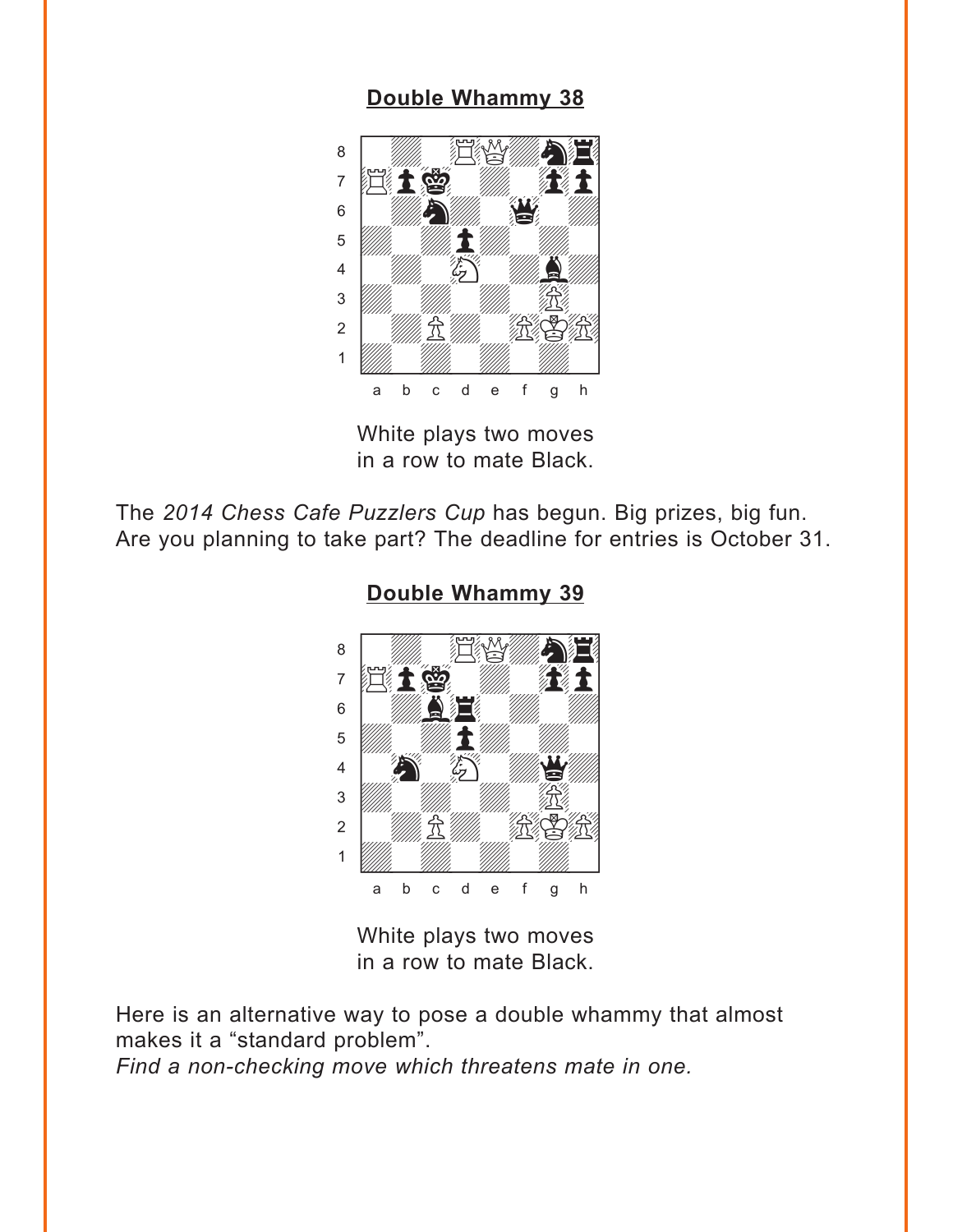## Double Whammy 38

White plays two moves
in a row to mate Black.

The *2014 Chess Cafe Puzzlers Cup* has begun. Big prizes, big fun. Are you planning to take part? The deadline for entries is October 31.

## Double Whammy 39

White plays two moves
in a row to mate Black.

Here is an alternative way to pose a double whammy that almost makes it a "standard problem".
*Find a non-checking move which threatens mate in one.*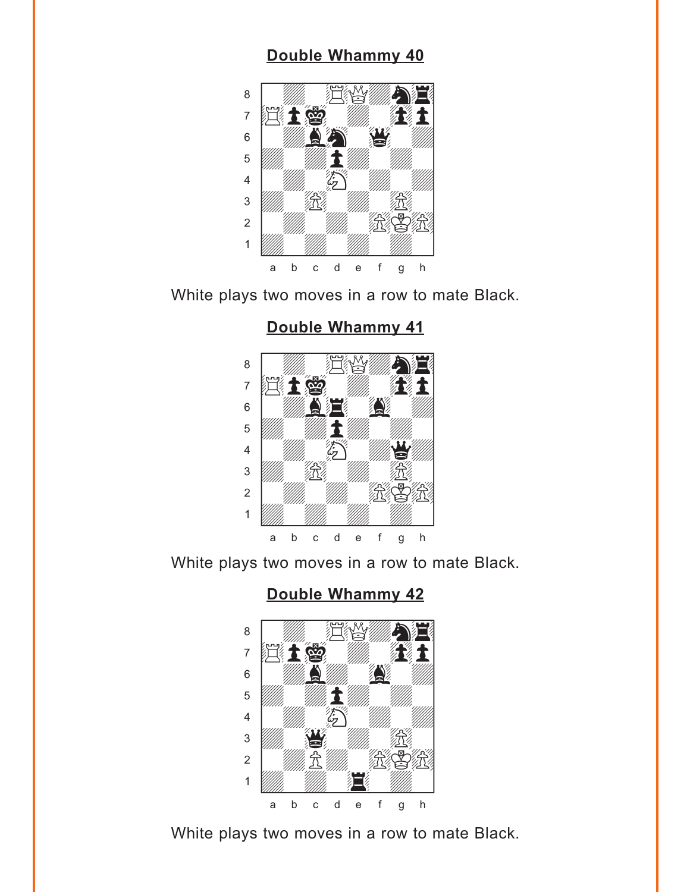## Double Whammy 40

White plays two moves in a row to mate Black.

## Double Whammy 41

White plays two moves in a row to mate Black.

## Double Whammy 42

White plays two moves in a row to mate Black.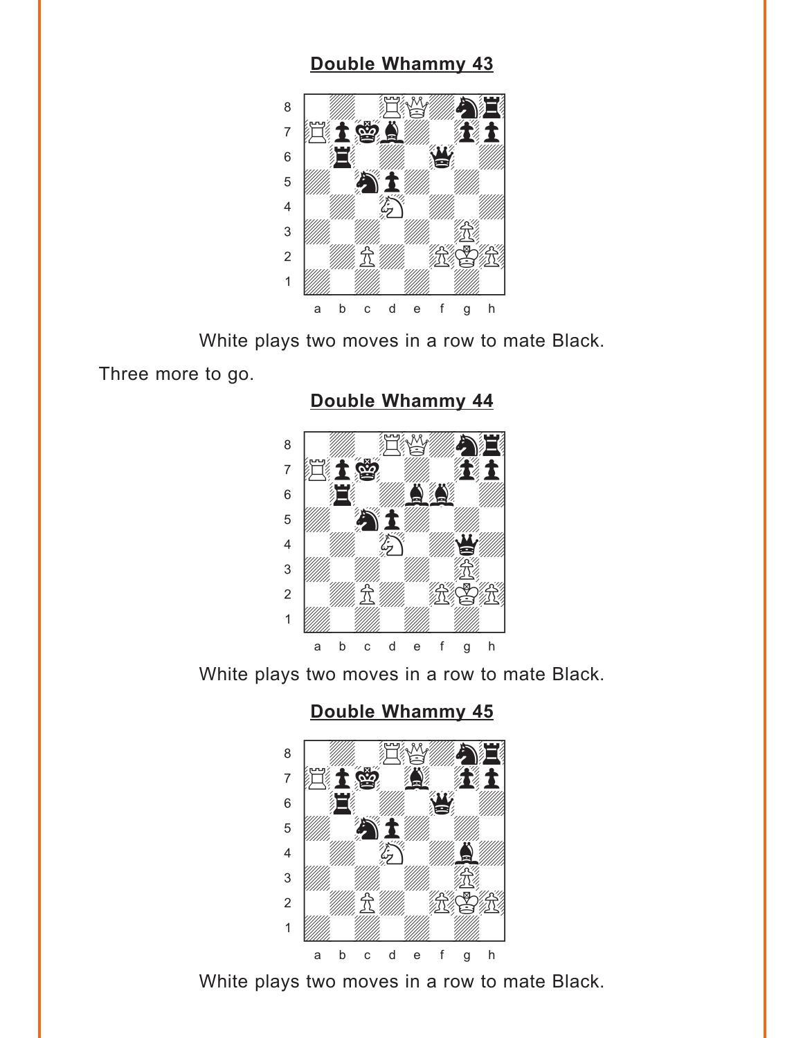## Double Whammy 43

White plays two moves in a row to mate Black.

Three more to go.

## Double Whammy 44

White plays two moves in a row to mate Black.

## Double Whammy 45

White plays two moves in a row to mate Black.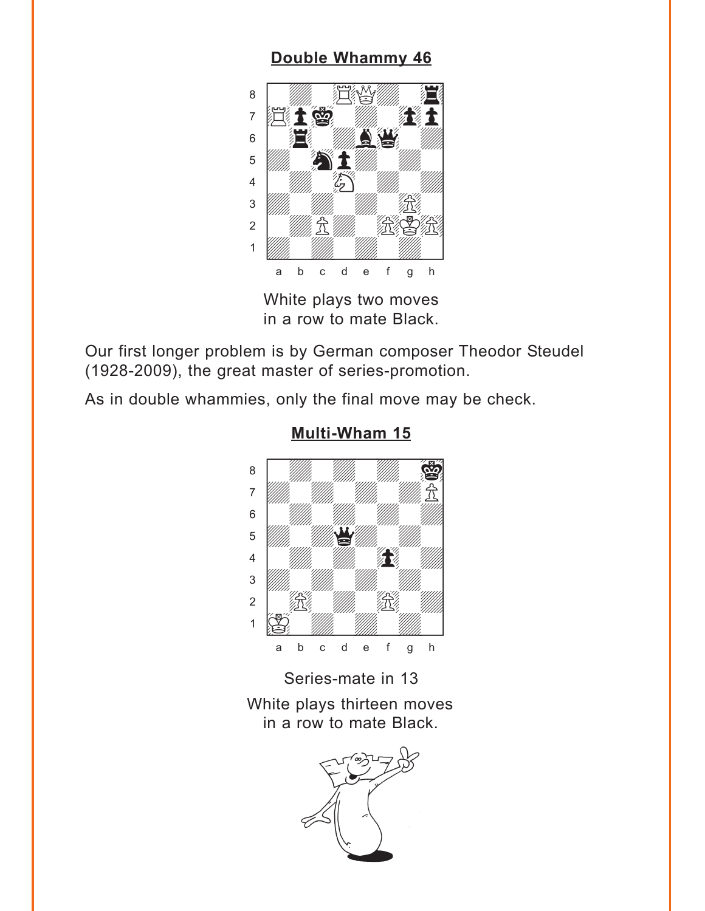**Double Whammy 46**

White plays two moves
in a row to mate Black.

Our first longer problem is by German composer Theodor Steudel (1928-2009), the great master of series-promotion.

As in double whammies, only the final move may be check.

**Multi-Wham 15**

Series-mate in 13

White plays thirteen moves
in a row to mate Black.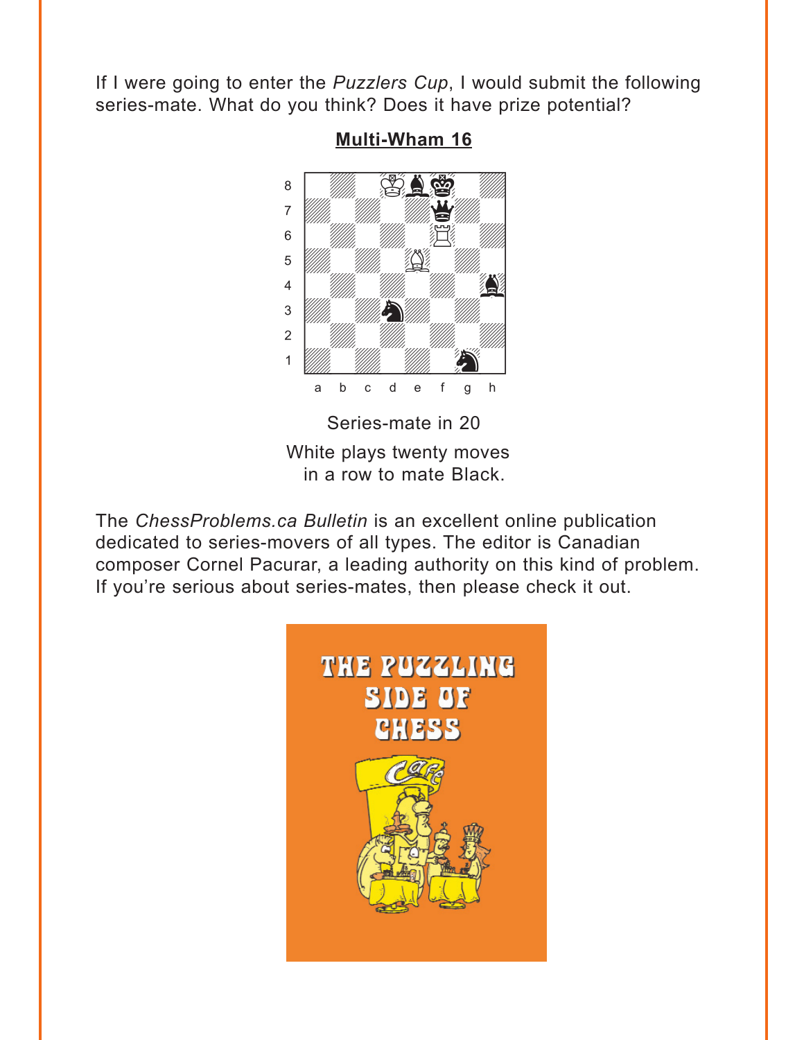If I were going to enter the *Puzzlers Cup*, I would submit the following series-mate. What do you think? Does it have prize potential?

**Multi-Wham 16**

Series-mate in 20

White plays twenty moves in a row to mate Black.

The *ChessProblems.ca Bulletin* is an excellent online publication dedicated to series-movers of all types. The editor is Canadian composer Cornel Pacurar, a leading authority on this kind of problem. If you're serious about series-mates, then please check it out.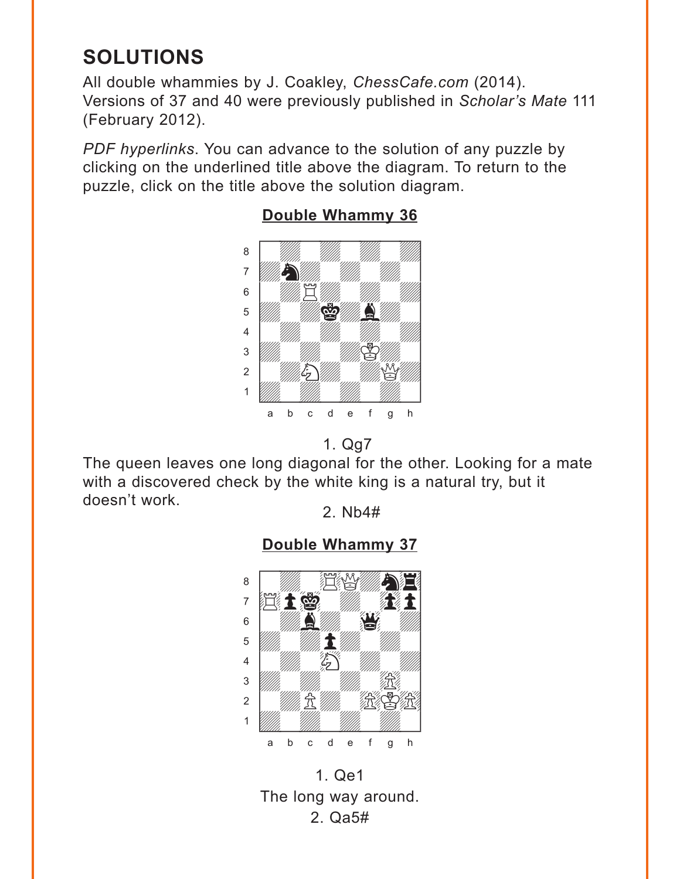# SOLUTIONS

All double whammies by J. Coakley, *ChessCafe.com* (2014). Versions of 37 and 40 were previously published in *Scholar's Mate* 111 (February 2012).

*PDF hyperlinks*. You can advance to the solution of any puzzle by clicking on the underlined title above the diagram. To return to the puzzle, click on the title above the solution diagram.

## Double Whammy 36

1. Qg7

The queen leaves one long diagonal for the other. Looking for a mate with a discovered check by the white king is a natural try, but it doesn't work.

2. Nb4#

## Double Whammy 37

1. Qe1

The long way around.

2. Qa5#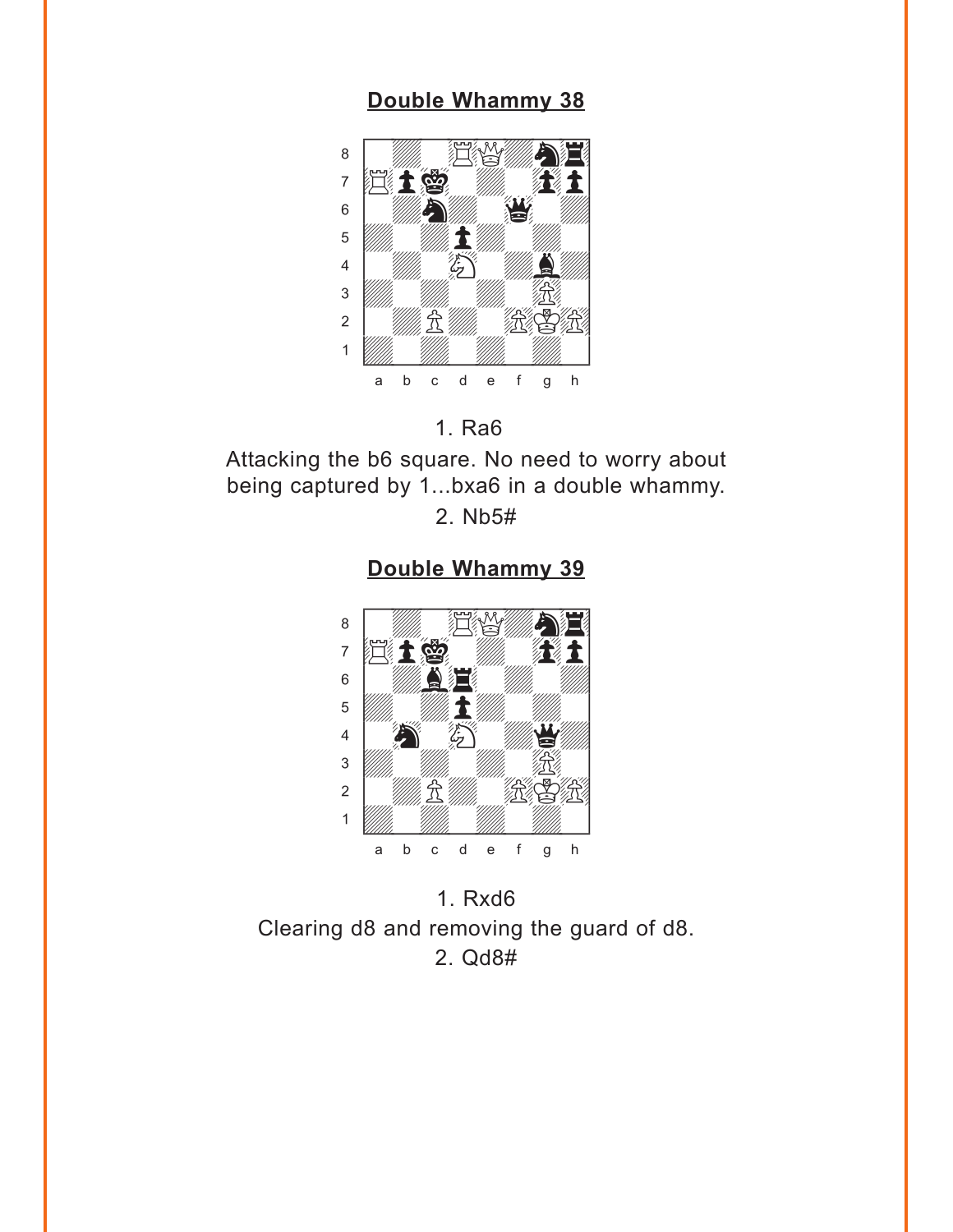## Double Whammy 38

1. Ra6

Attacking the b6 square. No need to worry about being captured by 1...bxa6 in a double whammy.

2. Nb5#

## Double Whammy 39

1. Rxd6

Clearing d8 and removing the guard of d8.

2. Qd8#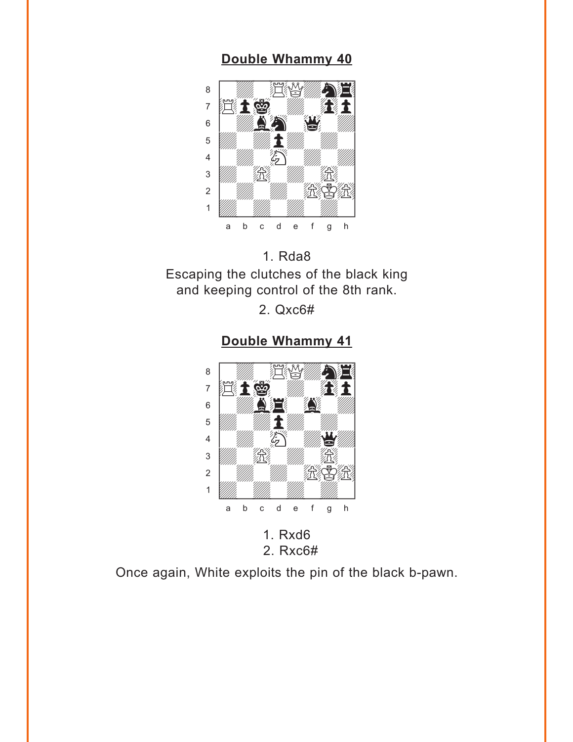## Double Whammy 40

1. Rda8

Escaping the clutches of the black king and keeping control of the 8th rank.

2. Qxc6#

## Double Whammy 41

1. Rxd6
2. Rxc6#

Once again, White exploits the pin of the black b-pawn.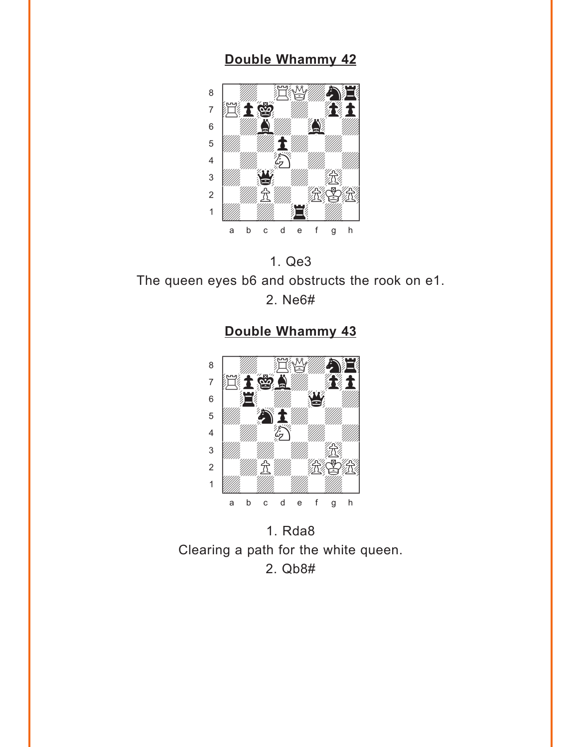## Double Whammy 42

1. Qe3

The queen eyes b6 and obstructs the rook on e1.

2. Ne6#

## Double Whammy 43

1. Rda8

Clearing a path for the white queen.

2. Qb8#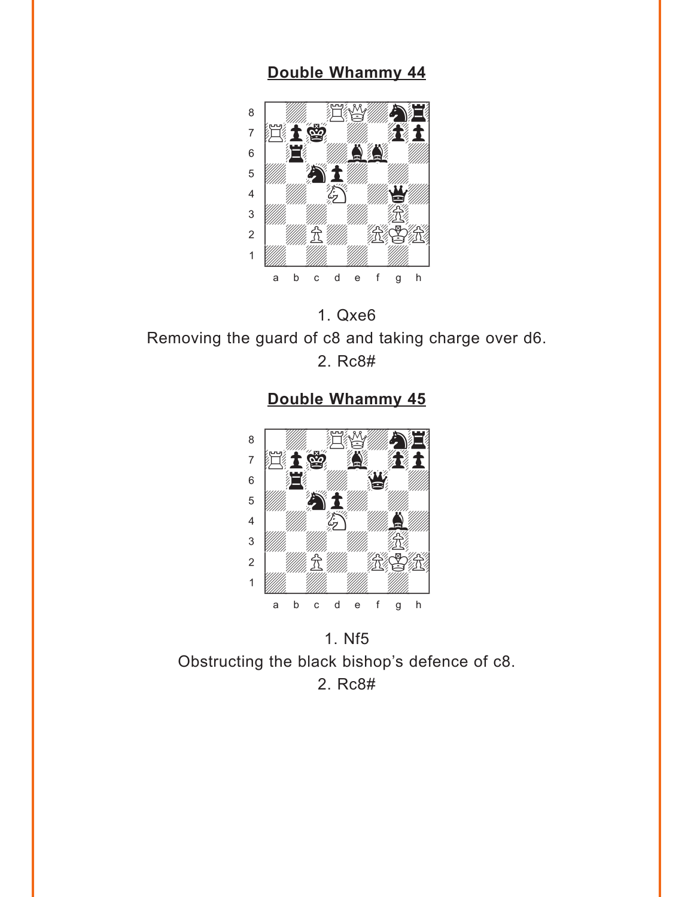## Double Whammy 44

1. Qxe6

Removing the guard of c8 and taking charge over d6.

2. Rc8#

## Double Whammy 45

1. Nf5

Obstructing the black bishop's defence of c8.

2. Rc8#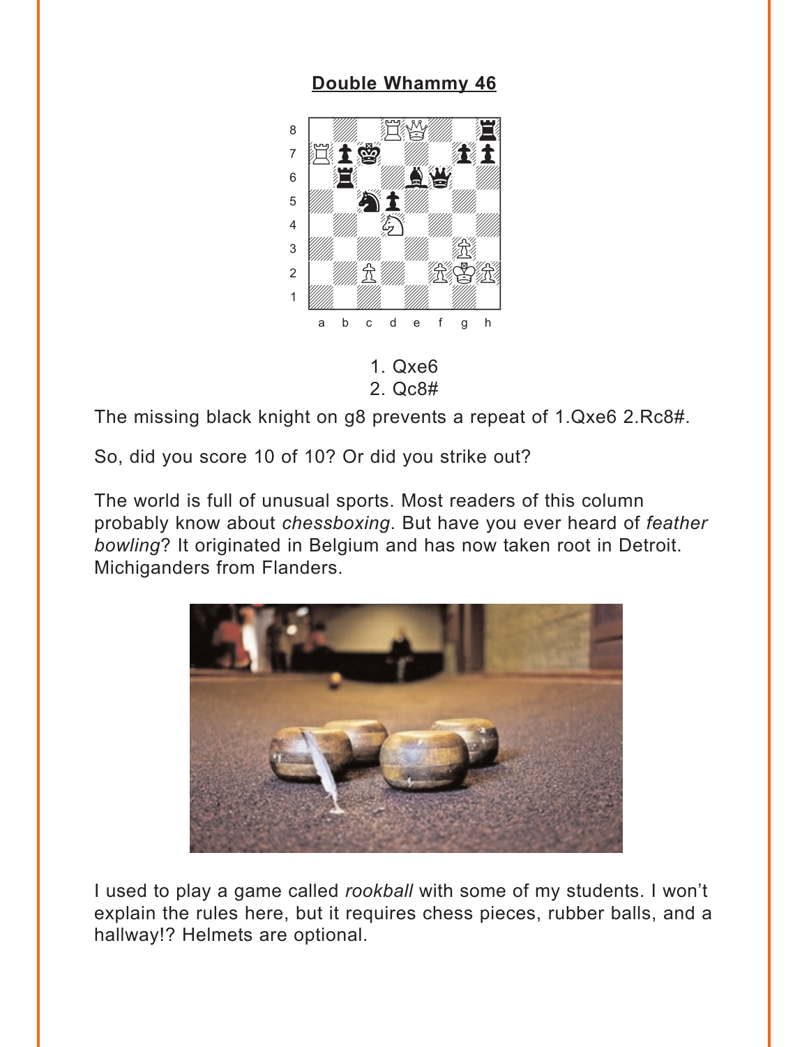## Double Whammy 46

1. Qxe6
2. Qc8#

The missing black knight on g8 prevents a repeat of 1.Qxe6 2.Rc8#.

So, did you score 10 of 10? Or did you strike out?

The world is full of unusual sports. Most readers of this column probably know about *chessboxing*. But have you ever heard of *feather bowling*? It originated in Belgium and has now taken root in Detroit. Michiganders from Flanders.

I used to play a game called *rookball* with some of my students. I won't explain the rules here, but it requires chess pieces, rubber balls, and a hallway!? Helmets are optional.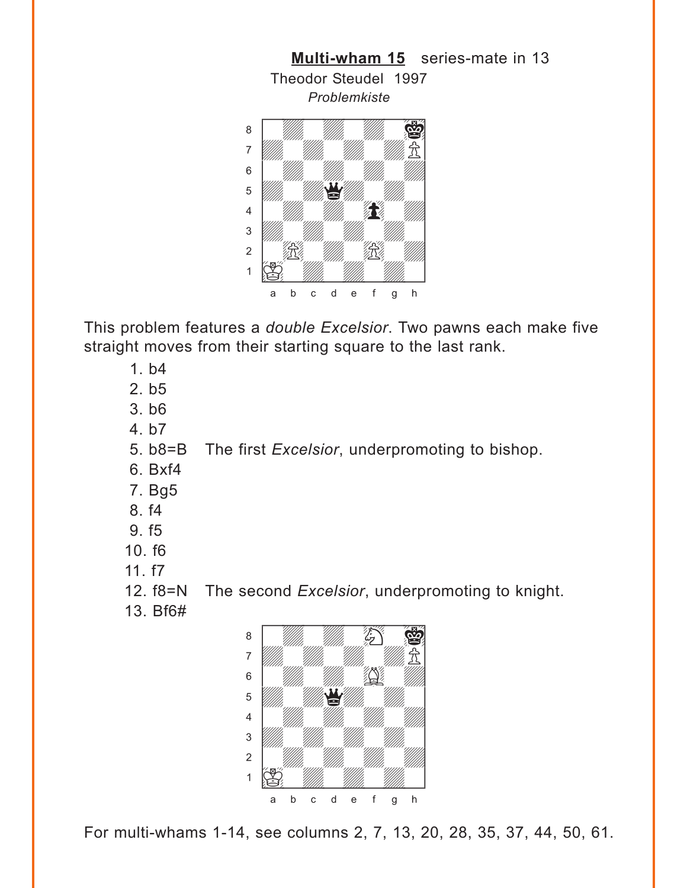**Multi-wham 15** series-mate in 13

Theodor Steudel 1997

*Problemkiste*

This problem features a *double Excelsior*. Two pawns each make five straight moves from their starting square to the last rank.

1. b4
2. b5
3. b6
4. b7
5. b8=B The first *Excelsior*, underpromoting to bishop.
6. Bxf4
7. Bg5
8. f4
9. f5
10. f6
11. f7
12. f8=N The second *Excelsior*, underpromoting to knight.
13. Bf6#

For multi-whams 1-14, see columns 2, 7, 13, 20, 28, 35, 37, 44, 50, 61.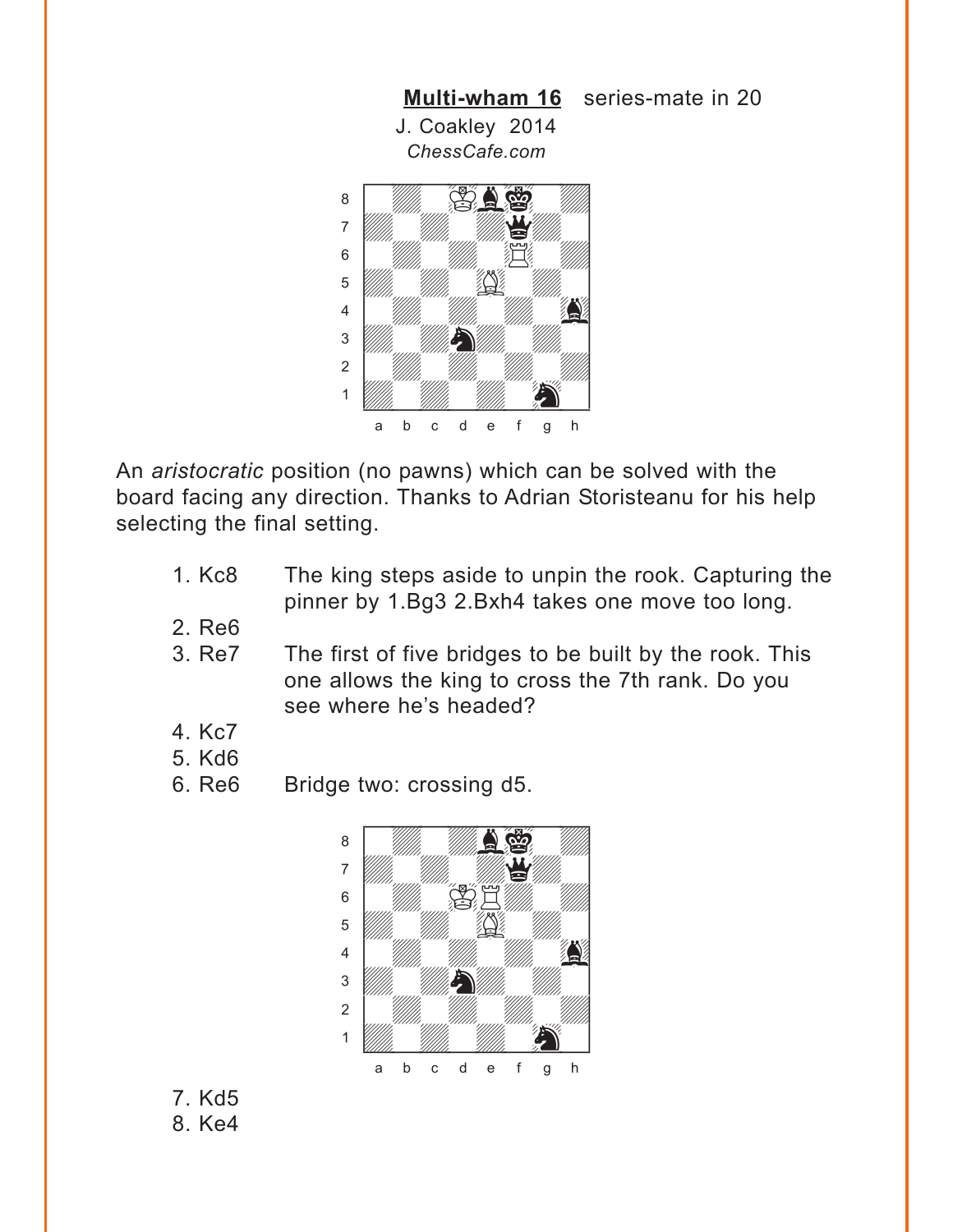**Multi-wham 16** series-mate in 20

J. Coakley 2014

*ChessCafe.com*

An *aristocratic* position (no pawns) which can be solved with the board facing any direction. Thanks to Adrian Storisteanu for his help selecting the final setting.

1. Kc8 The king steps aside to unpin the rook. Capturing the pinner by 1.Bg3 2.Bxh4 takes one move too long.
2. Re6
3. Re7 The first of five bridges to be built by the rook. This one allows the king to cross the 7th rank. Do you see where he's headed?
4. Kc7
5. Kd6
6. Re6 Bridge two: crossing d5.
7. Kd5
8. Ke4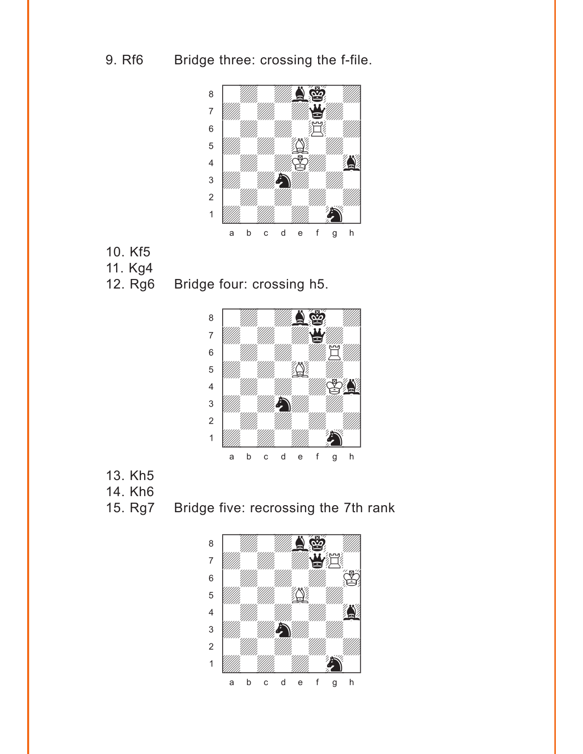9. Rf6 Bridge three: crossing the f-file.

10. Kf5
11. Kg4
12. Rg6 Bridge four: crossing h5.

13. Kh5
14. Kh6
15. Rg7 Bridge five: recrossing the 7th rank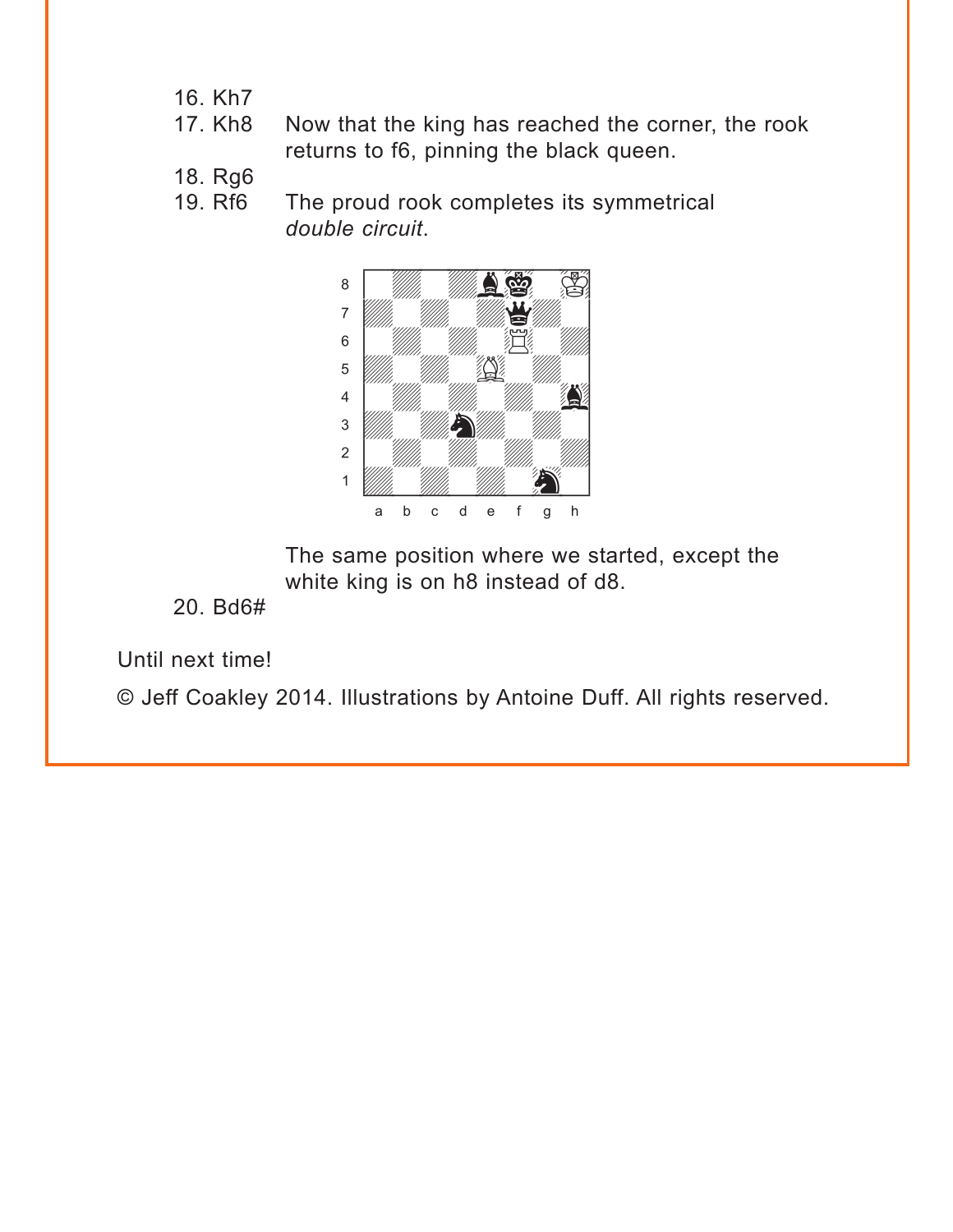16. Kh7

17. Kh8 Now that the king has reached the corner, the rook returns to f6, pinning the black queen.

18. Rg6

19. Rf6 The proud rook completes its symmetrical *double circuit*.

The same position where we started, except the white king is on h8 instead of d8.

20. Bd6#

Until next time!

© Jeff Coakley 2014. Illustrations by Antoine Duff. All rights reserved.